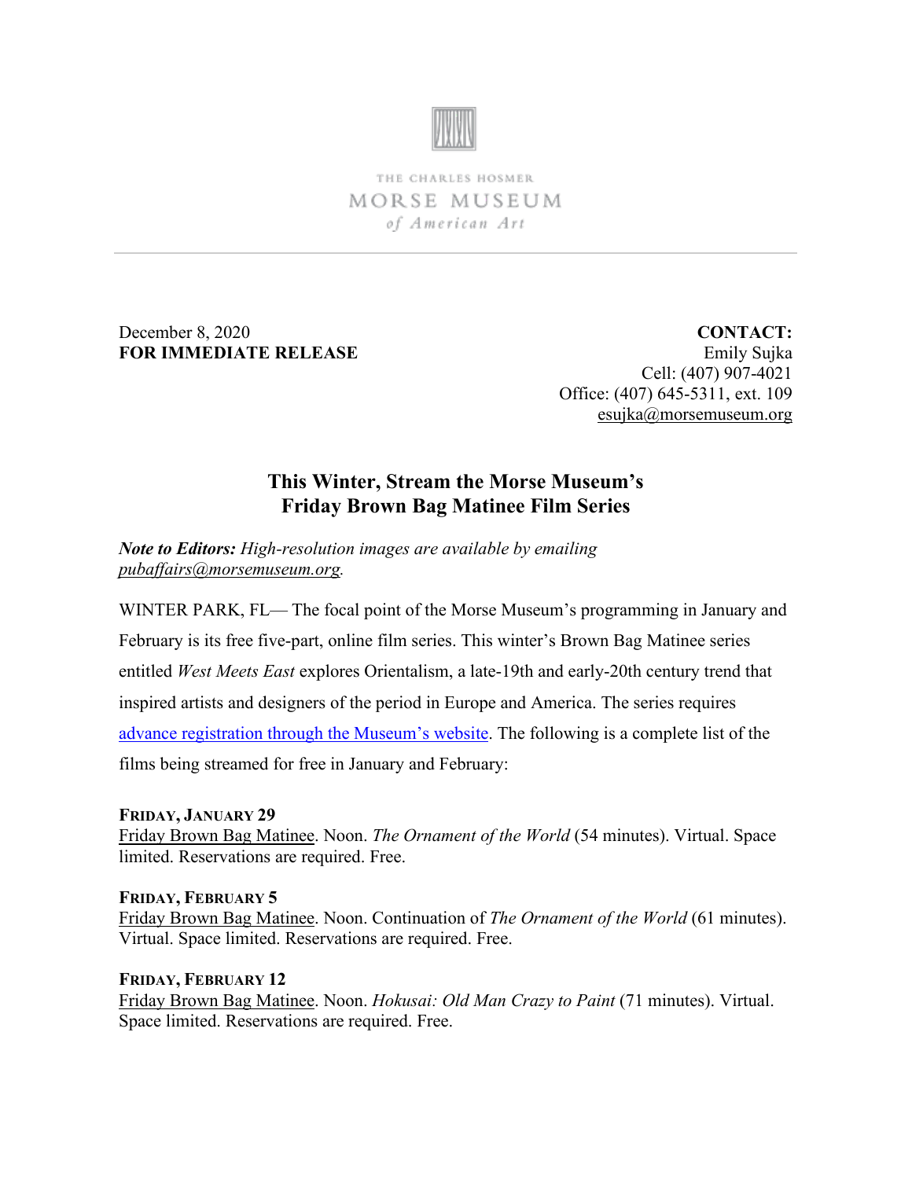THE CHARLES HOSMER

MORSE MUSEUM

*of American Art*

December 8, 2020
**FOR IMMEDIATE RELEASE**

**CONTACT:**
Emily Sujka
Cell: (407) 907-4021
Office: (407) 645-5311, ext. 109
esujka@morsemuseum.org

## This Winter, Stream the Morse Museum's Friday Brown Bag Matinee Film Series

***Note to Editors:*** *High-resolution images are available by emailing pubaffairs@morsemuseum.org.*

WINTER PARK, FL— The focal point of the Morse Museum's programming in January and February is its free five-part, online film series. This winter's Brown Bag Matinee series entitled *West Meets East* explores Orientalism, a late-19th and early-20th century trend that inspired artists and designers of the period in Europe and America. The series requires advance registration through the Museum's website. The following is a complete list of the films being streamed for free in January and February:

**FRIDAY, JANUARY 29**
Friday Brown Bag Matinee. Noon. *The Ornament of the World* (54 minutes). Virtual. Space limited. Reservations are required. Free.

**FRIDAY, FEBRUARY 5**
Friday Brown Bag Matinee. Noon. Continuation of *The Ornament of the World* (61 minutes). Virtual. Space limited. Reservations are required. Free.

**FRIDAY, FEBRUARY 12**
Friday Brown Bag Matinee. Noon. *Hokusai: Old Man Crazy to Paint* (71 minutes). Virtual. Space limited. Reservations are required. Free.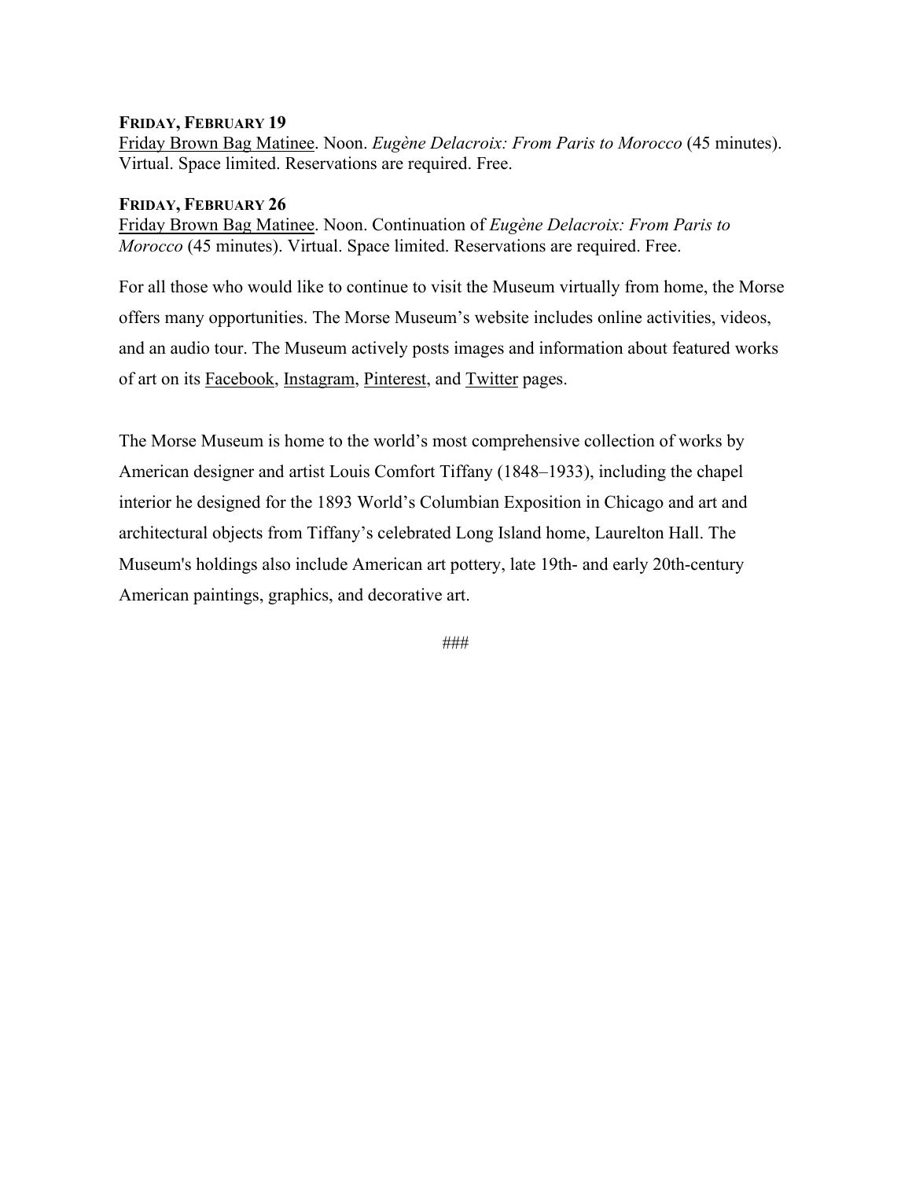**FRIDAY, FEBRUARY 19**
Friday Brown Bag Matinee. Noon. *Eugène Delacroix: From Paris to Morocco* (45 minutes). Virtual. Space limited. Reservations are required. Free.

**FRIDAY, FEBRUARY 26**
Friday Brown Bag Matinee. Noon. Continuation of *Eugène Delacroix: From Paris to Morocco* (45 minutes). Virtual. Space limited. Reservations are required. Free.

For all those who would like to continue to visit the Museum virtually from home, the Morse offers many opportunities. The Morse Museum's website includes online activities, videos, and an audio tour. The Museum actively posts images and information about featured works of art on its Facebook, Instagram, Pinterest, and Twitter pages.

The Morse Museum is home to the world's most comprehensive collection of works by American designer and artist Louis Comfort Tiffany (1848–1933), including the chapel interior he designed for the 1893 World's Columbian Exposition in Chicago and art and architectural objects from Tiffany's celebrated Long Island home, Laurelton Hall. The Museum's holdings also include American art pottery, late 19th- and early 20th-century American paintings, graphics, and decorative art.

###